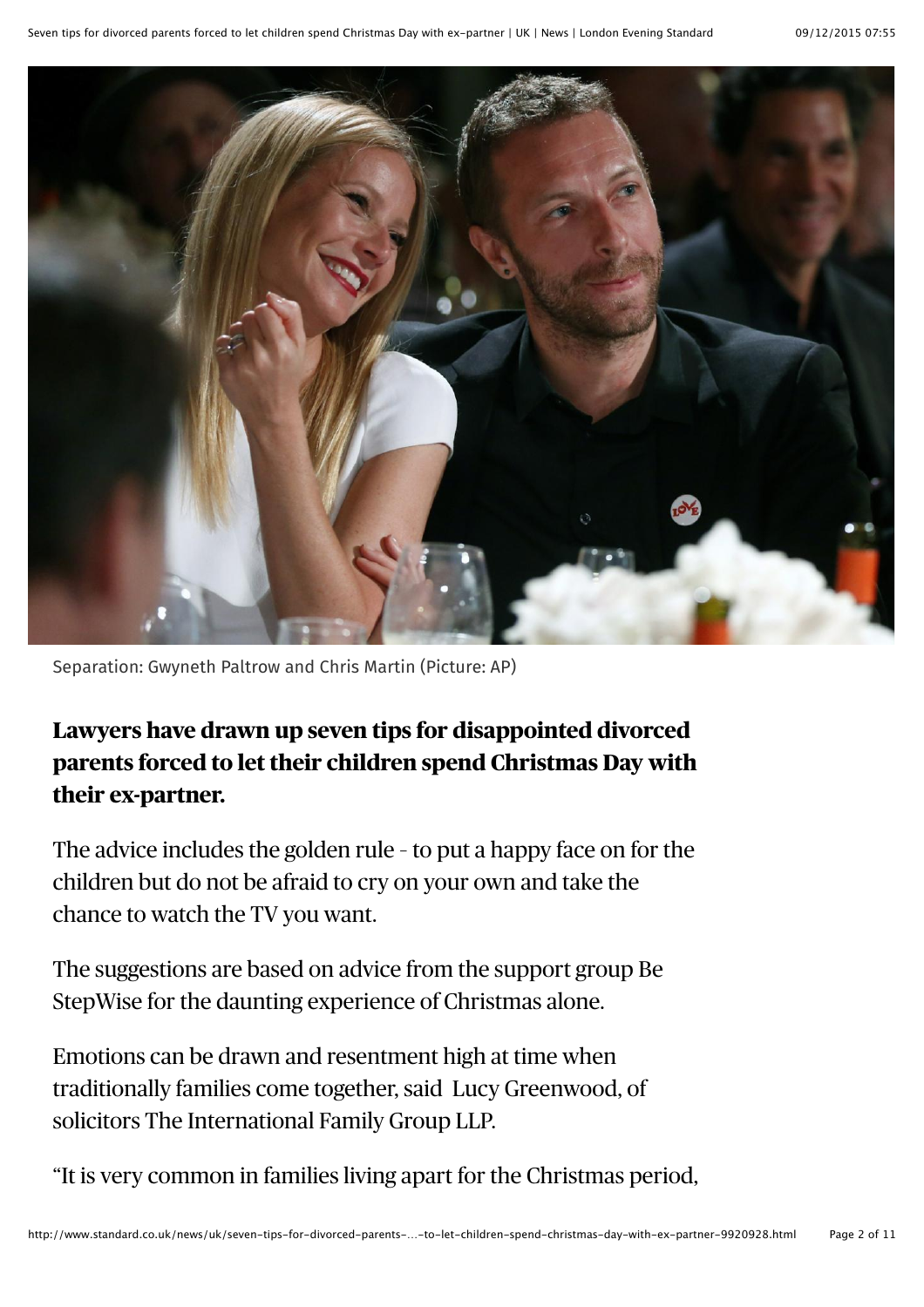Separation: Gwyneth Paltrow and Chris Martin (Picture: AP)

**Lawyers have drawn up seven tips for disappointed divorced parents forced to let their children spend Christmas Day with their ex-partner.**

The advice includes the golden rule - to put a happy face on for the children but do not be afraid to cry on your own and take the chance to watch the TV you want.

The suggestions are based on advice from the support group Be StepWise for the daunting experience of Christmas alone.

Emotions can be drawn and resentment high at time when traditionally families come together, said Lucy Greenwood, of solicitors The International Family Group LLP.

"It is very common in families living apart for the Christmas period,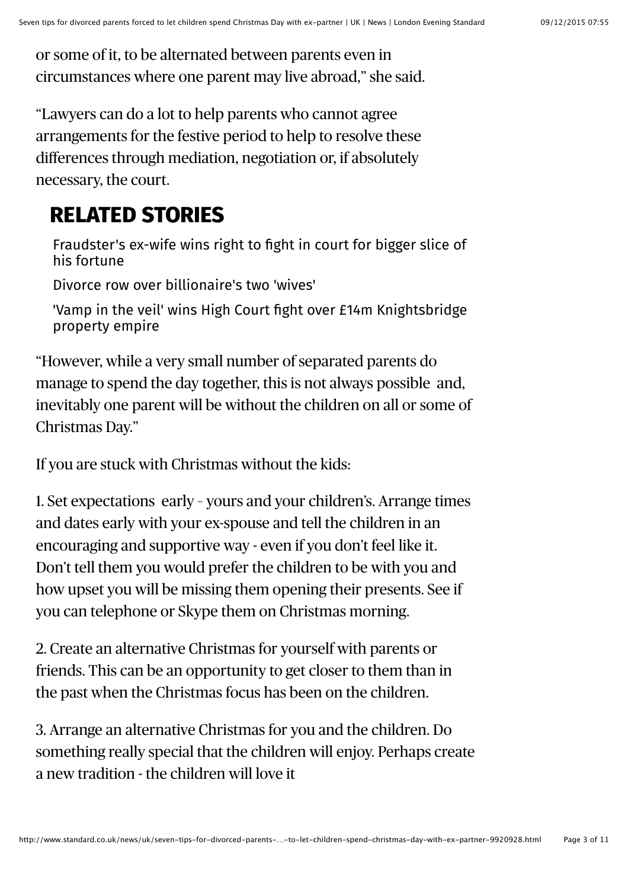or some of it, to be alternated between parents even in circumstances where one parent may live abroad," she said.

"Lawyers can do a lot to help parents who cannot agree arrangements for the festive period to help to resolve these differences through mediation, negotiation or, if absolutely necessary, the court.

## RELATED STORIES

Fraudster's ex-wife wins right to fight in court for bigger slice of his fortune

Divorce row over billionaire's two 'wives'

'Vamp in the veil' wins High Court fight over £14m Knightsbridge property empire

"However, while a very small number of separated parents do manage to spend the day together, this is not always possible and, inevitably one parent will be without the children on all or some of Christmas Day."

If you are stuck with Christmas without the kids:

1. Set expectations early – yours and your children's. Arrange times and dates early with your ex-spouse and tell the children in an encouraging and supportive way - even if you don't feel like it. Don't tell them you would prefer the children to be with you and how upset you will be missing them opening their presents. See if you can telephone or Skype them on Christmas morning.

2. Create an alternative Christmas for yourself with parents or friends. This can be an opportunity to get closer to them than in the past when the Christmas focus has been on the children.

3. Arrange an alternative Christmas for you and the children. Do something really special that the children will enjoy. Perhaps create a new tradition - the children will love it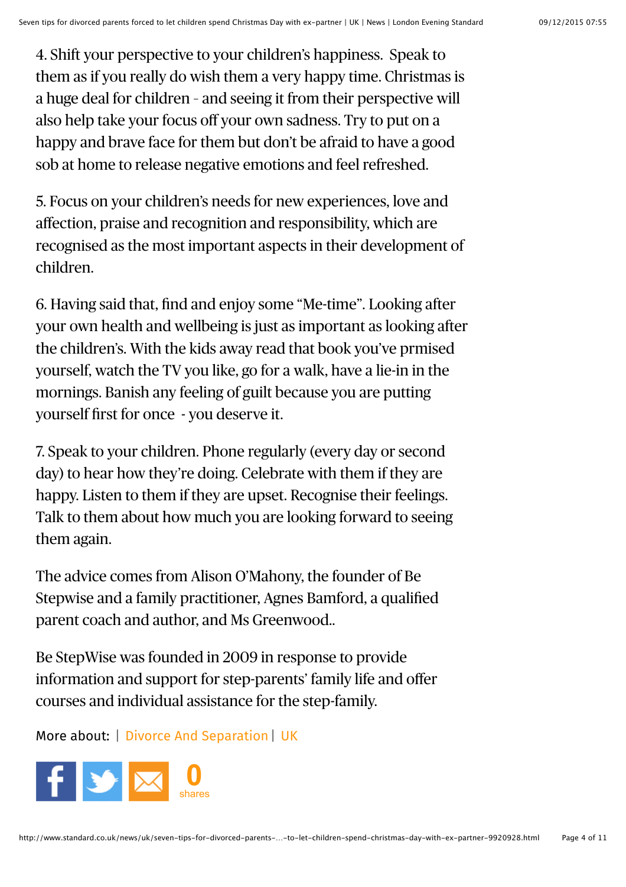4. Shift your perspective to your children's happiness. Speak to them as if you really do wish them a very happy time. Christmas is a huge deal for children - and seeing it from their perspective will also help take your focus off your own sadness. Try to put on a happy and brave face for them but don't be afraid to have a good sob at home to release negative emotions and feel refreshed.

5. Focus on your children's needs for new experiences, love and affection, praise and recognition and responsibility, which are recognised as the most important aspects in their development of children.

6. Having said that, find and enjoy some "Me-time". Looking after your own health and wellbeing is just as important as looking after the children's. With the kids away read that book you've prmised yourself, watch the TV you like, go for a walk, have a lie-in in the mornings. Banish any feeling of guilt because you are putting yourself first for once - you deserve it.

7. Speak to your children. Phone regularly (every day or second day) to hear how they're doing. Celebrate with them if they are happy. Listen to them if they are upset. Recognise their feelings. Talk to them about how much you are looking forward to seeing them again.

The advice comes from Alison O'Mahony, the founder of Be Stepwise and a family practitioner, Agnes Bamford, a qualified parent coach and author, and Ms Greenwood..

Be StepWise was founded in 2009 in response to provide information and support for step-parents' family life and offer courses and individual assistance for the step-family.

More about: | Divorce And Separation | UK

0 shares